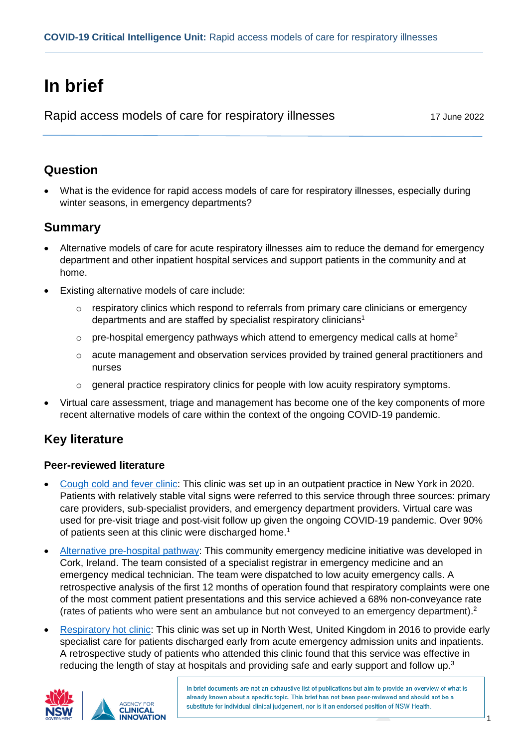# In brief

Rapid access models of care for respiratory illnesses

17 June 2022

## Question

- What is the evidence for rapid access models of care for respiratory illnesses, especially during winter seasons, in emergency departments?

## Summary

- Alternative models of care for acute respiratory illnesses aim to reduce the demand for emergency department and other inpatient hospital services and support patients in the community and at home.
- Existing alternative models of care include:
  - respiratory clinics which respond to referrals from primary care clinicians or emergency departments and are staffed by specialist respiratory clinicians[1]
  - pre-hospital emergency pathways which attend to emergency medical calls at home[2]
  - acute management and observation services provided by trained general practitioners and nurses
  - general practice respiratory clinics for people with low acuity respiratory symptoms.
- Virtual care assessment, triage and management has become one of the key components of more recent alternative models of care within the context of the ongoing COVID-19 pandemic.

## Key literature

### Peer-reviewed literature

- Cough cold and fever clinic: This clinic was set up in an outpatient practice in New York in 2020. Patients with relatively stable vital signs were referred to this service through three sources: primary care providers, sub-specialist providers, and emergency department providers. Virtual care was used for pre-visit triage and post-visit follow up given the ongoing COVID-19 pandemic. Over 90% of patients seen at this clinic were discharged home.[1]
- Alternative pre-hospital pathway: This community emergency medicine initiative was developed in Cork, Ireland. The team consisted of a specialist registrar in emergency medicine and an emergency medical technician. The team were dispatched to low acuity emergency calls. A retrospective analysis of the first 12 months of operation found that respiratory complaints were one of the most comment patient presentations and this service achieved a 68% non-conveyance rate (rates of patients who were sent an ambulance but not conveyed to an emergency department).[2]
- Respiratory hot clinic: This clinic was set up in North West, United Kingdom in 2016 to provide early specialist care for patients discharged early from acute emergency admission units and inpatients. A retrospective study of patients who attended this clinic found that this service was effective in reducing the length of stay at hospitals and providing safe and early support and follow up.[3]

In brief documents are not an exhaustive list of publications but aim to provide an overview of what is already known about a specific topic. This brief has not been peer-reviewed and should not be a substitute for individual clinical judgement, nor is it an endorsed position of NSW Health.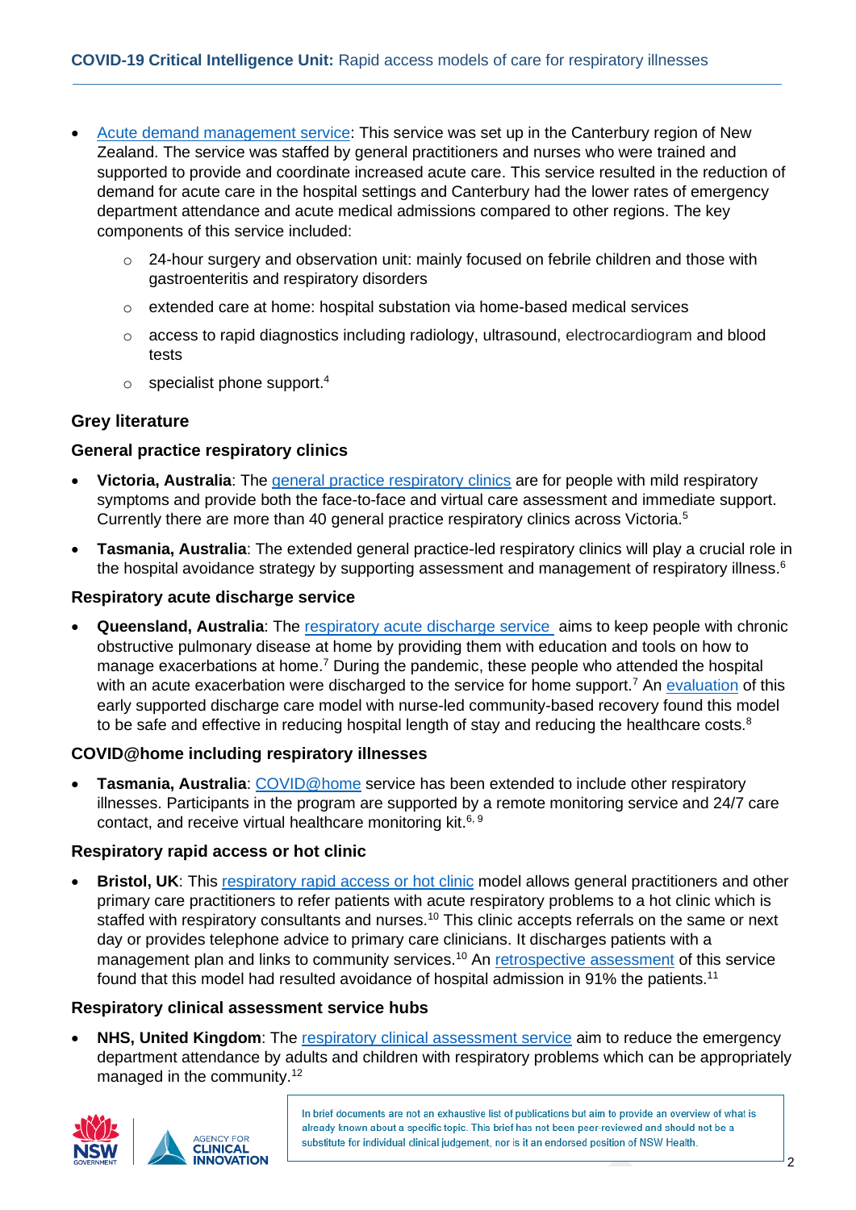- Acute demand management service: This service was set up in the Canterbury region of New Zealand. The service was staffed by general practitioners and nurses who were trained and supported to provide and coordinate increased acute care. This service resulted in the reduction of demand for acute care in the hospital settings and Canterbury had the lower rates of emergency department attendance and acute medical admissions compared to other regions. The key components of this service included:
  - 24-hour surgery and observation unit: mainly focused on febrile children and those with gastroenteritis and respiratory disorders
  - extended care at home: hospital substation via home-based medical services
  - access to rapid diagnostics including radiology, ultrasound, electrocardiogram and blood tests
  - specialist phone support.[4]

### Grey literature

#### General practice respiratory clinics

- **Victoria, Australia**: The general practice respiratory clinics are for people with mild respiratory symptoms and provide both the face-to-face and virtual care assessment and immediate support. Currently there are more than 40 general practice respiratory clinics across Victoria.[5]
- **Tasmania, Australia**: The extended general practice-led respiratory clinics will play a crucial role in the hospital avoidance strategy by supporting assessment and management of respiratory illness.[6]

#### Respiratory acute discharge service

- **Queensland, Australia**: The respiratory acute discharge service aims to keep people with chronic obstructive pulmonary disease at home by providing them with education and tools on how to manage exacerbations at home.[7] During the pandemic, these people who attended the hospital with an acute exacerbation were discharged to the service for home support.[7] An evaluation of this early supported discharge care model with nurse-led community-based recovery found this model to be safe and effective in reducing hospital length of stay and reducing the healthcare costs.[8]

#### COVID@home including respiratory illnesses

- **Tasmania, Australia**: COVID@home service has been extended to include other respiratory illnesses. Participants in the program are supported by a remote monitoring service and 24/7 care contact, and receive virtual healthcare monitoring kit.[6, 9]

#### Respiratory rapid access or hot clinic

- **Bristol, UK**: This respiratory rapid access or hot clinic model allows general practitioners and other primary care practitioners to refer patients with acute respiratory problems to a hot clinic which is staffed with respiratory consultants and nurses.[10] This clinic accepts referrals on the same or next day or provides telephone advice to primary care clinicians. It discharges patients with a management plan and links to community services.[10] An retrospective assessment of this service found that this model had resulted avoidance of hospital admission in 91% the patients.[11]

#### Respiratory clinical assessment service hubs

- **NHS, United Kingdom**: The respiratory clinical assessment service aim to reduce the emergency department attendance by adults and children with respiratory problems which can be appropriately managed in the community.[12]

In brief documents are not an exhaustive list of publications but aim to provide an overview of what is already known about a specific topic. This brief has not been peer-reviewed and should not be a substitute for individual clinical judgement, nor is it an endorsed position of NSW Health.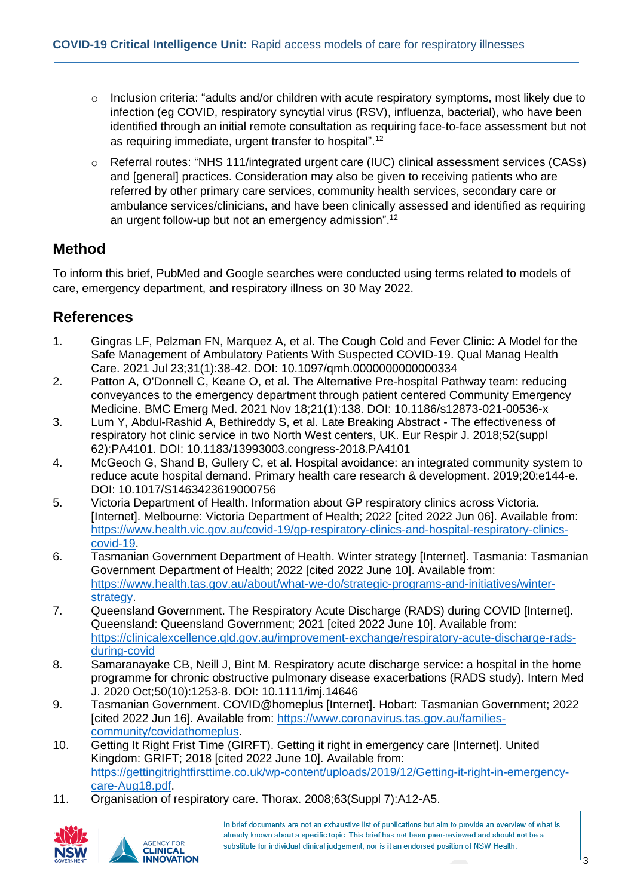- Inclusion criteria: "adults and/or children with acute respiratory symptoms, most likely due to infection (eg COVID, respiratory syncytial virus (RSV), influenza, bacterial), who have been identified through an initial remote consultation as requiring face-to-face assessment but not as requiring immediate, urgent transfer to hospital".[12]
- Referral routes: "NHS 111/integrated urgent care (IUC) clinical assessment services (CASs) and [general] practices. Consideration may also be given to receiving patients who are referred by other primary care services, community health services, secondary care or ambulance services/clinicians, and have been clinically assessed and identified as requiring an urgent follow-up but not an emergency admission".[12]

## Method

To inform this brief, PubMed and Google searches were conducted using terms related to models of care, emergency department, and respiratory illness on 30 May 2022.

## References

1. Gingras LF, Pelzman FN, Marquez A, et al. The Cough Cold and Fever Clinic: A Model for the Safe Management of Ambulatory Patients With Suspected COVID-19. Qual Manag Health Care. 2021 Jul 23;31(1):38-42. DOI: 10.1097/qmh.0000000000000334
2. Patton A, O'Donnell C, Keane O, et al. The Alternative Pre-hospital Pathway team: reducing conveyances to the emergency department through patient centered Community Emergency Medicine. BMC Emerg Med. 2021 Nov 18;21(1):138. DOI: 10.1186/s12873-021-00536-x
3. Lum Y, Abdul-Rashid A, Bethireddy S, et al. Late Breaking Abstract - The effectiveness of respiratory hot clinic service in two North West centers, UK. Eur Respir J. 2018;52(suppl 62):PA4101. DOI: 10.1183/13993003.congress-2018.PA4101
4. McGeoch G, Shand B, Gullery C, et al. Hospital avoidance: an integrated community system to reduce acute hospital demand. Primary health care research & development. 2019;20:e144-e. DOI: 10.1017/S1463423619000756
5. Victoria Department of Health. Information about GP respiratory clinics across Victoria. [Internet]. Melbourne: Victoria Department of Health; 2022 [cited 2022 Jun 06]. Available from: https://www.health.vic.gov.au/covid-19/gp-respiratory-clinics-and-hospital-respiratory-clinics-covid-19.
6. Tasmanian Government Department of Health. Winter strategy [Internet]. Tasmania: Tasmanian Government Department of Health; 2022 [cited 2022 June 10]. Available from: https://www.health.tas.gov.au/about/what-we-do/strategic-programs-and-initiatives/winter-strategy.
7. Queensland Government. The Respiratory Acute Discharge (RADS) during COVID [Internet]. Queensland: Queensland Government; 2021 [cited 2022 June 10]. Available from: https://clinicalexcellence.qld.gov.au/improvement-exchange/respiratory-acute-discharge-rads-during-covid
8. Samaranayake CB, Neill J, Bint M. Respiratory acute discharge service: a hospital in the home programme for chronic obstructive pulmonary disease exacerbations (RADS study). Intern Med J. 2020 Oct;50(10):1253-8. DOI: 10.1111/imj.14646
9. Tasmanian Government. COVID@homeplus [Internet]. Hobart: Tasmanian Government; 2022 [cited 2022 Jun 16]. Available from: https://www.coronavirus.tas.gov.au/families-community/covidathomeplus.
10. Getting It Right Frist Time (GIRFT). Getting it right in emergency care [Internet]. United Kingdom: GRIFT; 2018 [cited 2022 June 10]. Available from: https://gettingitrightfirsttime.co.uk/wp-content/uploads/2019/12/Getting-it-right-in-emergency-care-Aug18.pdf.
11. Organisation of respiratory care. Thorax. 2008;63(Suppl 7):A12-A5.

In brief documents are not an exhaustive list of publications but aim to provide an overview of what is already known about a specific topic. This brief has not been peer-reviewed and should not be a substitute for individual clinical judgement, nor is it an endorsed position of NSW Health.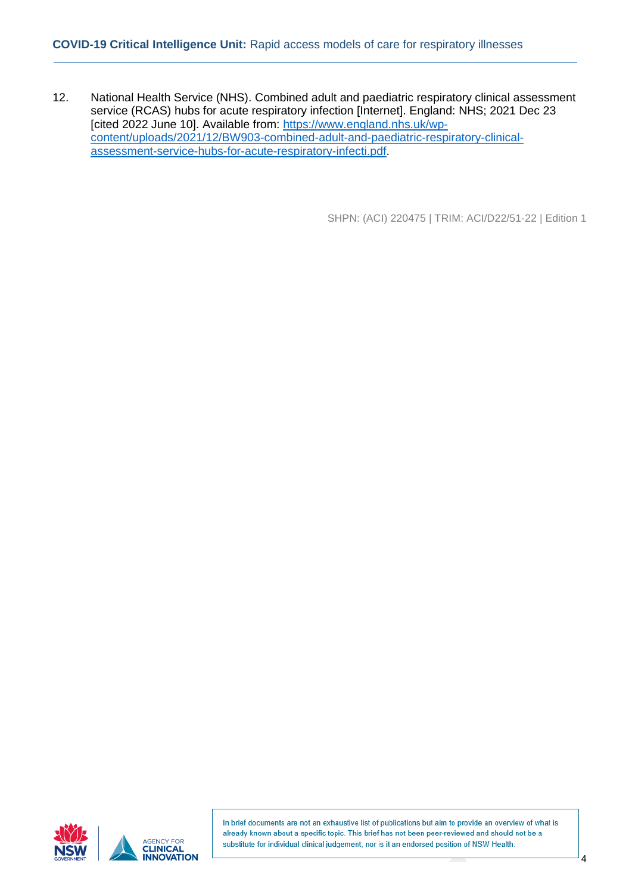12. National Health Service (NHS). Combined adult and paediatric respiratory clinical assessment service (RCAS) hubs for acute respiratory infection [Internet]. England: NHS; 2021 Dec 23 [cited 2022 June 10]. Available from: https://www.england.nhs.uk/wp-content/uploads/2021/12/BW903-combined-adult-and-paediatric-respiratory-clinical-assessment-service-hubs-for-acute-respiratory-infecti.pdf.

SHPN: (ACI) 220475 | TRIM: ACI/D22/51-22 | Edition 1

In brief documents are not an exhaustive list of publications but aim to provide an overview of what is already known about a specific topic. This brief has not been peer-reviewed and should not be a substitute for individual clinical judgement, nor is it an endorsed position of NSW Health.